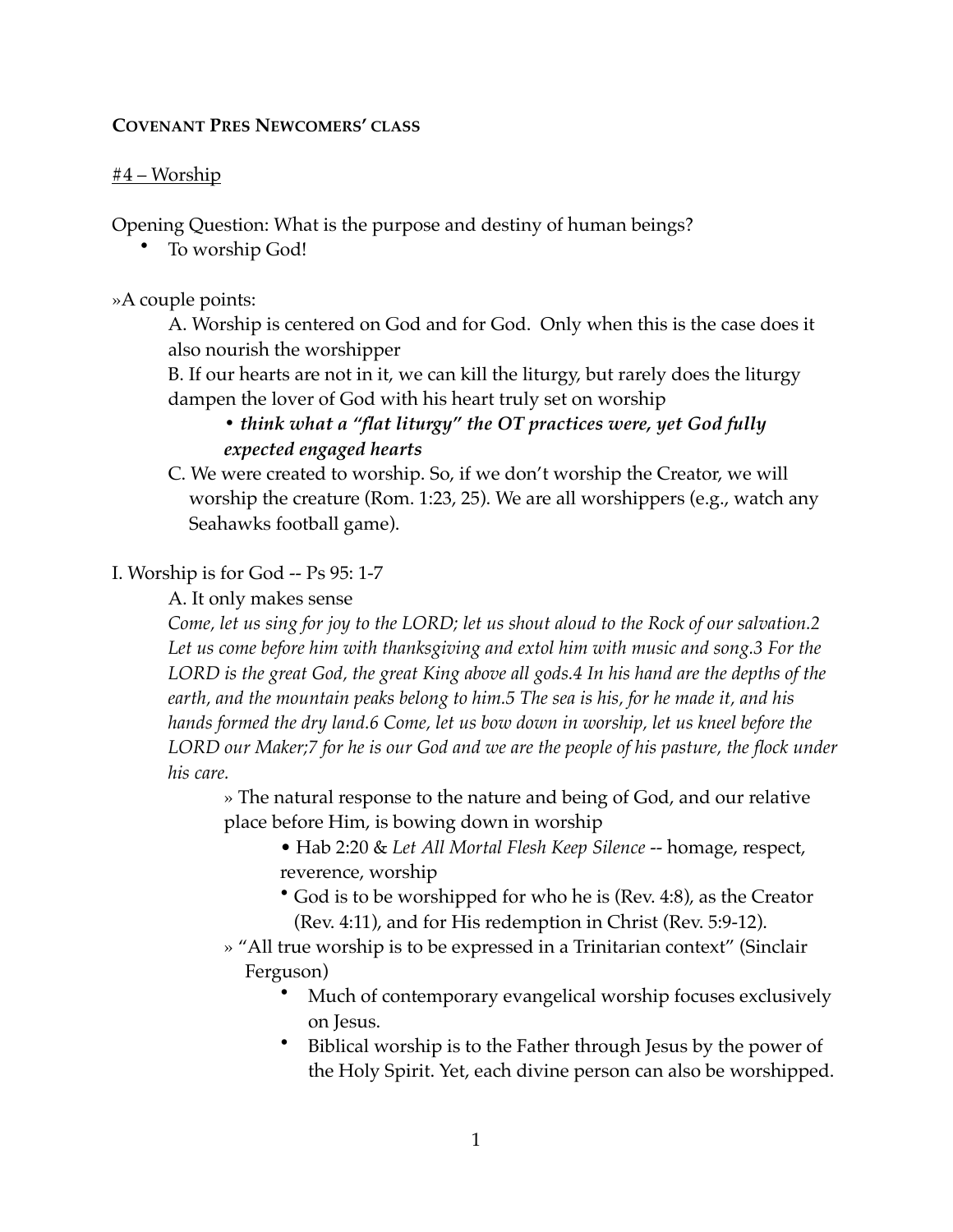**COVENANT PRES NEWCOMERS' CLASS**

#4 – Worship

Opening Question: What is the purpose and destiny of human beings?

- To worship God!

»A couple points:

A. Worship is centered on God and for God. Only when this is the case does it also nourish the worshipper

B. If our hearts are not in it, we can kill the liturgy, but rarely does the liturgy dampen the lover of God with his heart truly set on worship

- ***think what a "flat liturgy" the OT practices were, yet God fully expected engaged hearts***

C. We were created to worship. So, if we don't worship the Creator, we will worship the creature (Rom. 1:23, 25). We are all worshippers (e.g., watch any Seahawks football game).

I. Worship is for God -- Ps 95: 1-7

A. It only makes sense

*Come, let us sing for joy to the LORD; let us shout aloud to the Rock of our salvation.2 Let us come before him with thanksgiving and extol him with music and song.3 For the LORD is the great God, the great King above all gods.4 In his hand are the depths of the earth, and the mountain peaks belong to him.5 The sea is his, for he made it, and his hands formed the dry land.6 Come, let us bow down in worship, let us kneel before the LORD our Maker;7 for he is our God and we are the people of his pasture, the flock under his care.*

» The natural response to the nature and being of God, and our relative place before Him, is bowing down in worship

- Hab 2:20 & *Let All Mortal Flesh Keep Silence* -- homage, respect, reverence, worship
- God is to be worshipped for who he is (Rev. 4:8), as the Creator (Rev. 4:11), and for His redemption in Christ (Rev. 5:9-12).

» "All true worship is to be expressed in a Trinitarian context" (Sinclair Ferguson)

- Much of contemporary evangelical worship focuses exclusively on Jesus.
- Biblical worship is to the Father through Jesus by the power of the Holy Spirit. Yet, each divine person can also be worshipped.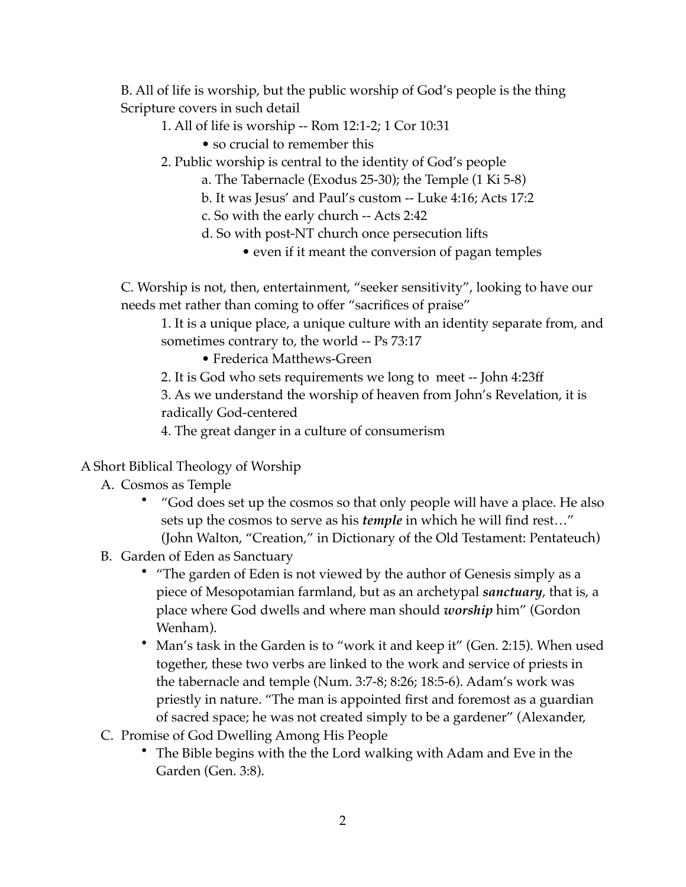B. All of life is worship, but the public worship of God's people is the thing Scripture covers in such detail

1. All of life is worship -- Rom 12:1-2; 1 Cor 10:31
    - so crucial to remember this
2. Public worship is central to the identity of God's people
    a. The Tabernacle (Exodus 25-30); the Temple (1 Ki 5-8)
    b. It was Jesus' and Paul's custom -- Luke 4:16; Acts 17:2
    c. So with the early church -- Acts 2:42
    d. So with post-NT church once persecution lifts
        - even if it meant the conversion of pagan temples

C. Worship is not, then, entertainment, "seeker sensitivity", looking to have our needs met rather than coming to offer "sacrifices of praise"

1. It is a unique place, a unique culture with an identity separate from, and sometimes contrary to, the world -- Ps 73:17
    - Frederica Matthews-Green
2. It is God who sets requirements we long to meet -- John 4:23ff
3. As we understand the worship of heaven from John's Revelation, it is radically God-centered
4. The great danger in a culture of consumerism

A Short Biblical Theology of Worship

A. Cosmos as Temple
- "God does set up the cosmos so that only people will have a place. He also sets up the cosmos to serve as his ***temple*** in which he will find rest…" (John Walton, "Creation," in Dictionary of the Old Testament: Pentateuch)

B. Garden of Eden as Sanctuary
- "The garden of Eden is not viewed by the author of Genesis simply as a piece of Mesopotamian farmland, but as an archetypal ***sanctuary***, that is, a place where God dwells and where man should ***worship*** him" (Gordon Wenham).
- Man's task in the Garden is to "work it and keep it" (Gen. 2:15). When used together, these two verbs are linked to the work and service of priests in the tabernacle and temple (Num. 3:7-8; 8:26; 18:5-6). Adam's work was priestly in nature. "The man is appointed first and foremost as a guardian of sacred space; he was not created simply to be a gardener" (Alexander,

C. Promise of God Dwelling Among His People
- The Bible begins with the the Lord walking with Adam and Eve in the Garden (Gen. 3:8).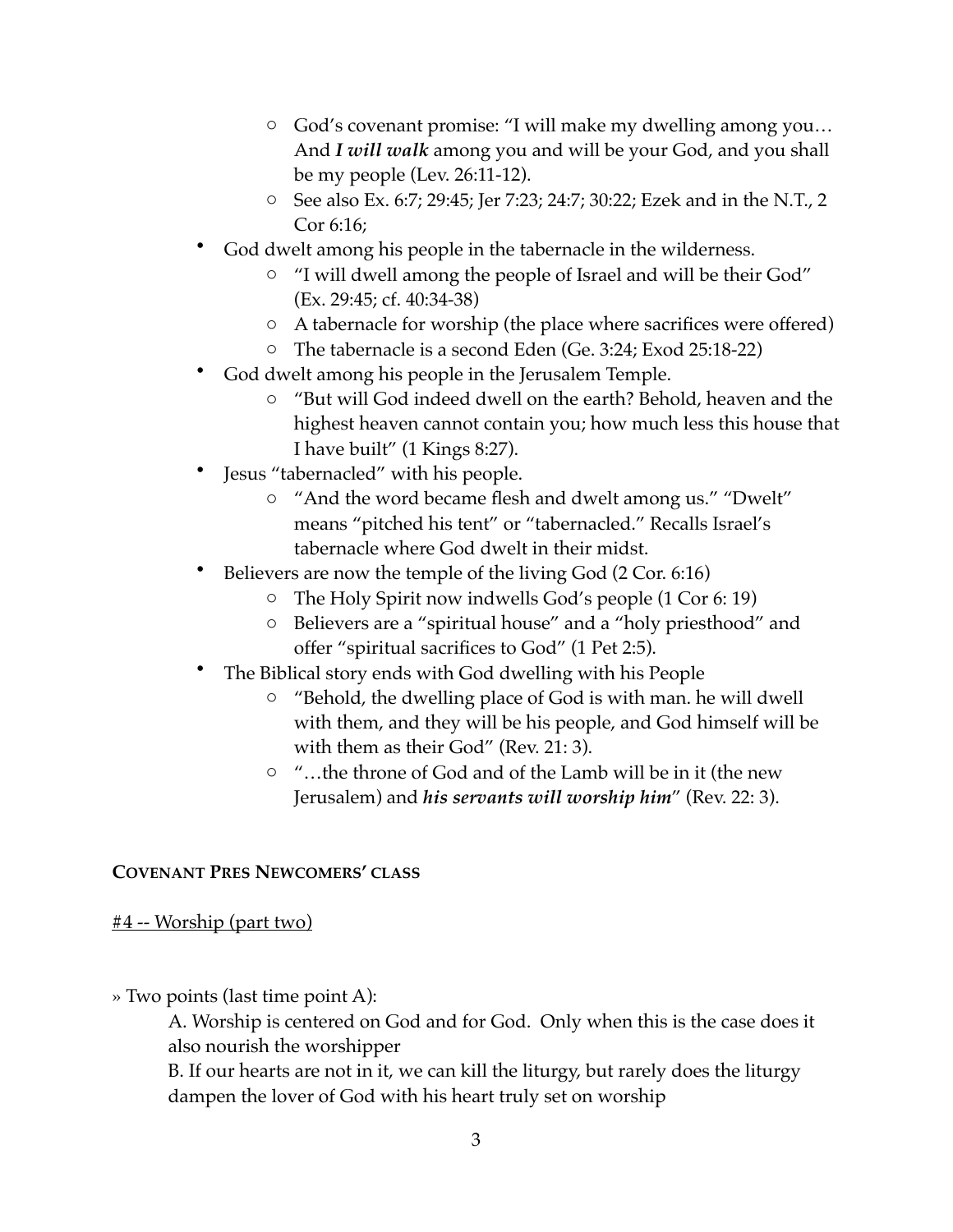- God's covenant promise: "I will make my dwelling among you… And ***I will walk*** among you and will be your God, and you shall be my people (Lev. 26:11-12).
    - See also Ex. 6:7; 29:45; Jer 7:23; 24:7; 30:22; Ezek and in the N.T., 2 Cor 6:16;
- God dwelt among his people in the tabernacle in the wilderness.
    - "I will dwell among the people of Israel and will be their God" (Ex. 29:45; cf. 40:34-38)
    - A tabernacle for worship (the place where sacrifices were offered)
    - The tabernacle is a second Eden (Ge. 3:24; Exod 25:18-22)
- God dwelt among his people in the Jerusalem Temple.
    - "But will God indeed dwell on the earth? Behold, heaven and the highest heaven cannot contain you; how much less this house that I have built" (1 Kings 8:27).
- Jesus "tabernacled" with his people.
    - "And the word became flesh and dwelt among us." "Dwelt" means "pitched his tent" or "tabernacled." Recalls Israel's tabernacle where God dwelt in their midst.
- Believers are now the temple of the living God (2 Cor. 6:16)
    - The Holy Spirit now indwells God's people (1 Cor 6: 19)
    - Believers are a "spiritual house" and a "holy priesthood" and offer "spiritual sacrifices to God" (1 Pet 2:5).
- The Biblical story ends with God dwelling with his People
    - "Behold, the dwelling place of God is with man. he will dwell with them, and they will be his people, and God himself will be with them as their God" (Rev. 21: 3).
    - "…the throne of God and of the Lamb will be in it (the new Jerusalem) and ***his servants will worship him***" (Rev. 22: 3).

**COVENANT PRES NEWCOMERS' CLASS**

#4 -- Worship (part two)

» Two points (last time point A):

A. Worship is centered on God and for God. Only when this is the case does it also nourish the worshipper

B. If our hearts are not in it, we can kill the liturgy, but rarely does the liturgy dampen the lover of God with his heart truly set on worship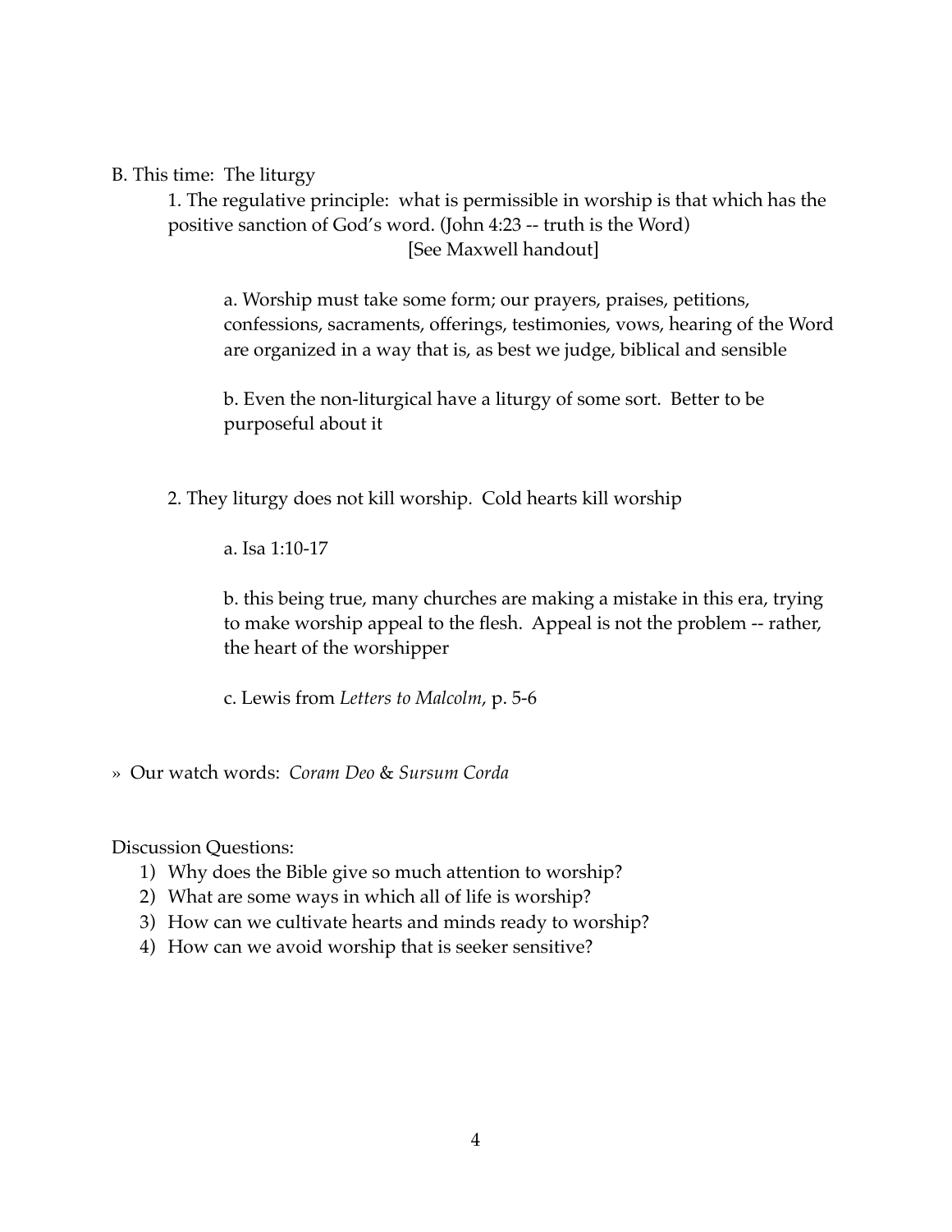B. This time: The liturgy

1. The regulative principle: what is permissible in worship is that which has the positive sanction of God's word. (John 4:23 -- truth is the Word)
   [See Maxwell handout]

    a. Worship must take some form; our prayers, praises, petitions, confessions, sacraments, offerings, testimonies, vows, hearing of the Word are organized in a way that is, as best we judge, biblical and sensible

    b. Even the non-liturgical have a liturgy of some sort. Better to be purposeful about it

2. They liturgy does not kill worship. Cold hearts kill worship

    a. Isa 1:10-17

    b. this being true, many churches are making a mistake in this era, trying to make worship appeal to the flesh. Appeal is not the problem -- rather, the heart of the worshipper

    c. Lewis from *Letters to Malcolm*, p. 5-6

» Our watch words: *Coram Deo* & *Sursum Corda*

Discussion Questions:

1) Why does the Bible give so much attention to worship?
2) What are some ways in which all of life is worship?
3) How can we cultivate hearts and minds ready to worship?
4) How can we avoid worship that is seeker sensitive?